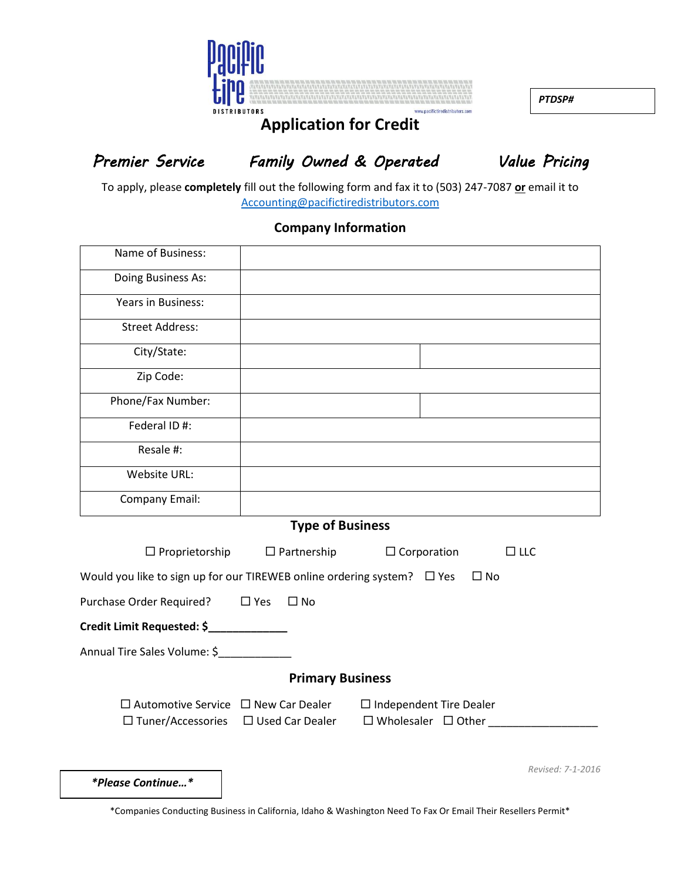PTDSP#

# Application for Credit

*Premier Service* *Family Owned & Operated* *Value Pricing*

To apply, please **completely** fill out the following form and fax it to (503) 247-7087 **or** email it to Accounting@pacifictiredistributors.com

## Company Information

| | | |
|---|---|---|
| Name of Business: | | |
| Doing Business As: | | |
| Years in Business: | | |
| Street Address: | | |
| City/State: | | |
| Zip Code: | | |
| Phone/Fax Number: | | |
| Federal ID #: | | |
| Resale #: | | |
| Website URL: | | |
| Company Email: | | |

## Type of Business

☐ Proprietorship ☐ Partnership ☐ Corporation ☐ LLC

Would you like to sign up for our TIREWEB online ordering system? ☐ Yes ☐ No

Purchase Order Required? ☐ Yes ☐ No

**Credit Limit Requested: $_____________**

Annual Tire Sales Volume: $____________

## Primary Business

☐ Automotive Service ☐ New Car Dealer ☐ Independent Tire Dealer
☐ Tuner/Accessories ☐ Used Car Dealer ☐ Wholesaler ☐ Other __________________

*Revised: 7-1-2016*

***Please Continue…***

*Companies Conducting Business in California, Idaho & Washington Need To Fax Or Email Their Resellers Permit*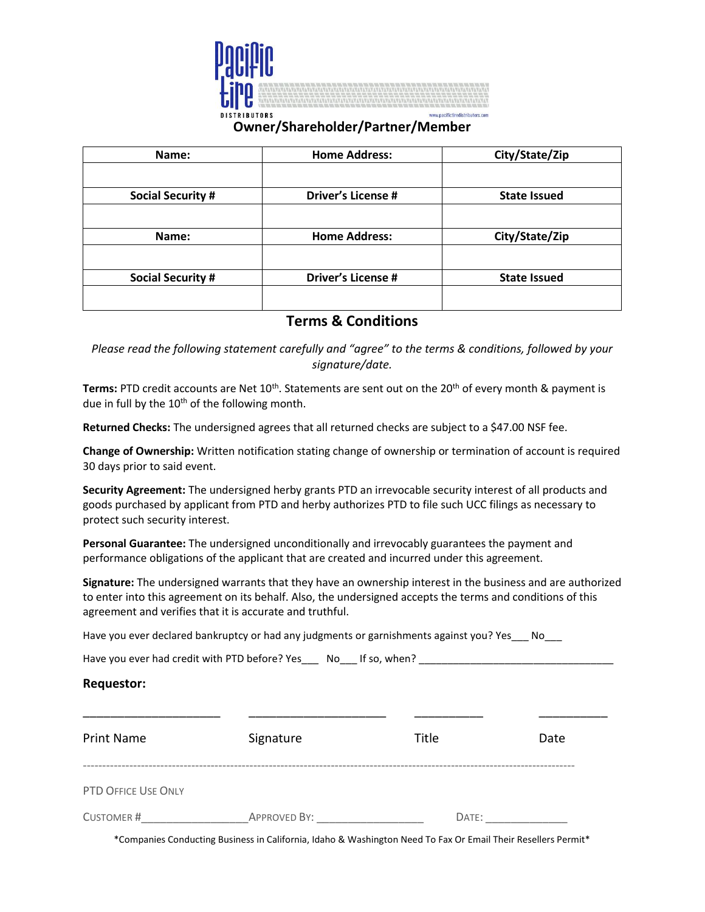Pacific Tire Distributors

www.pacifictiredistributors.com

## Owner/Shareholder/Partner/Member

| Name: | Home Address: | City/State/Zip |
|---|---|---|
| | | |
| **Social Security #** | **Driver's License #** | **State Issued** |
| | | |
| **Name:** | **Home Address:** | **City/State/Zip** |
| | | |
| **Social Security #** | **Driver's License #** | **State Issued** |
| | | |

## Terms & Conditions

*Please read the following statement carefully and "agree" to the terms & conditions, followed by your signature/date.*

**Terms:** PTD credit accounts are Net 10th. Statements are sent out on the 20th of every month & payment is due in full by the 10th of the following month.

**Returned Checks:** The undersigned agrees that all returned checks are subject to a $47.00 NSF fee.

**Change of Ownership:** Written notification stating change of ownership or termination of account is required 30 days prior to said event.

**Security Agreement:** The undersigned herby grants PTD an irrevocable security interest of all products and goods purchased by applicant from PTD and herby authorizes PTD to file such UCC filings as necessary to protect such security interest.

**Personal Guarantee:** The undersigned unconditionally and irrevocably guarantees the payment and performance obligations of the applicant that are created and incurred under this agreement.

**Signature:** The undersigned warrants that they have an ownership interest in the business and are authorized to enter into this agreement on its behalf. Also, the undersigned accepts the terms and conditions of this agreement and verifies that it is accurate and truthful.

Have you ever declared bankruptcy or had any judgments or garnishments against you? Yes___ No___

Have you ever had credit with PTD before? Yes___ No___ If so, when? __________________________________

### Requestor:

_____________________ _____________________ ___________ ___________

Print Name Signature Title Date

---

PTD OFFICE USE ONLY

CUSTOMER #_________________ APPROVED BY: _________________ DATE: ______________

*Companies Conducting Business in California, Idaho & Washington Need To Fax Or Email Their Resellers Permit*